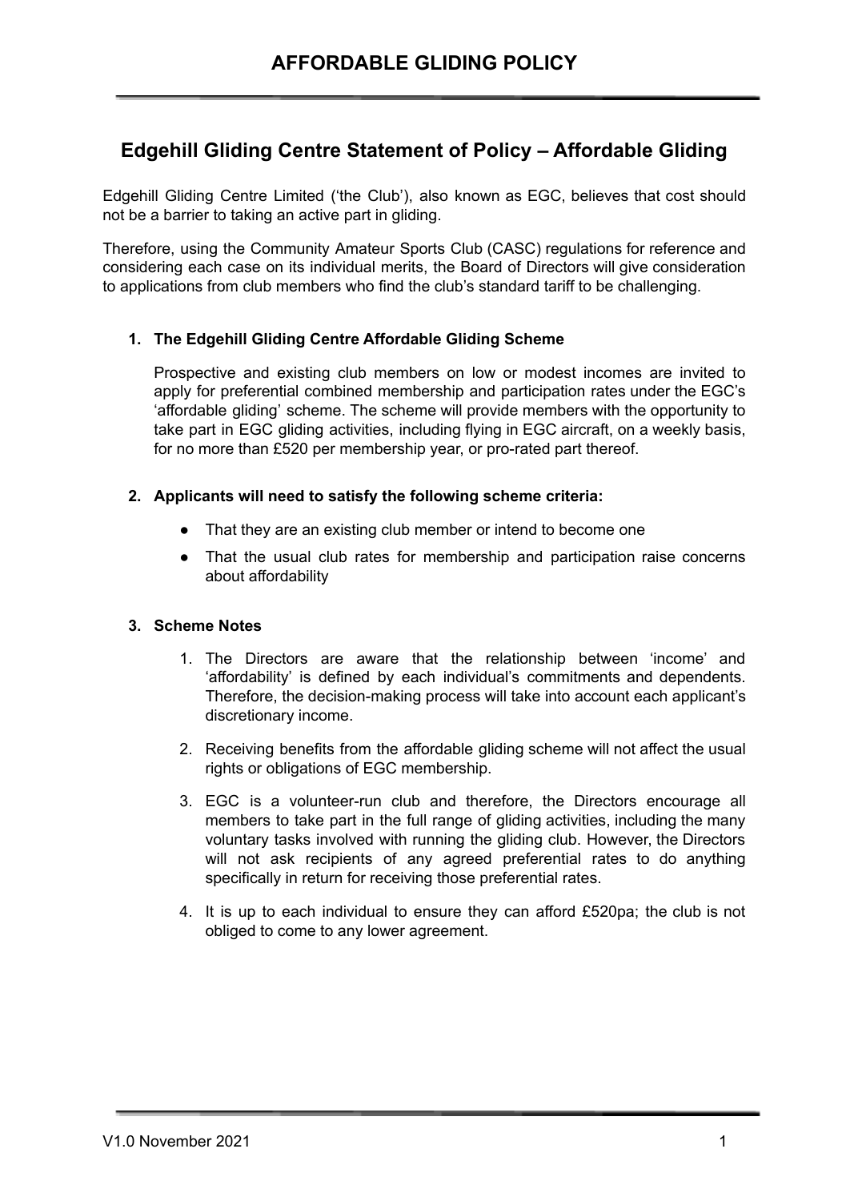# AFFORDABLE GLIDING POLICY

## Edgehill Gliding Centre Statement of Policy – Affordable Gliding

Edgehill Gliding Centre Limited ('the Club'), also known as EGC, believes that cost should not be a barrier to taking an active part in gliding.

Therefore, using the Community Amateur Sports Club (CASC) regulations for reference and considering each case on its individual merits, the Board of Directors will give consideration to applications from club members who find the club's standard tariff to be challenging.

1. **The Edgehill Gliding Centre Affordable Gliding Scheme**

   Prospective and existing club members on low or modest incomes are invited to apply for preferential combined membership and participation rates under the EGC's 'affordable gliding' scheme. The scheme will provide members with the opportunity to take part in EGC gliding activities, including flying in EGC aircraft, on a weekly basis, for no more than £520 per membership year, or pro-rated part thereof.

2. **Applicants will need to satisfy the following scheme criteria:**

   - That they are an existing club member or intend to become one
   - That the usual club rates for membership and participation raise concerns about affordability

3. **Scheme Notes**

   1. The Directors are aware that the relationship between 'income' and 'affordability' is defined by each individual's commitments and dependents. Therefore, the decision-making process will take into account each applicant's discretionary income.
   2. Receiving benefits from the affordable gliding scheme will not affect the usual rights or obligations of EGC membership.
   3. EGC is a volunteer-run club and therefore, the Directors encourage all members to take part in the full range of gliding activities, including the many voluntary tasks involved with running the gliding club. However, the Directors will not ask recipients of any agreed preferential rates to do anything specifically in return for receiving those preferential rates.
   4. It is up to each individual to ensure they can afford £520pa; the club is not obliged to come to any lower agreement.

V1.0 November 2021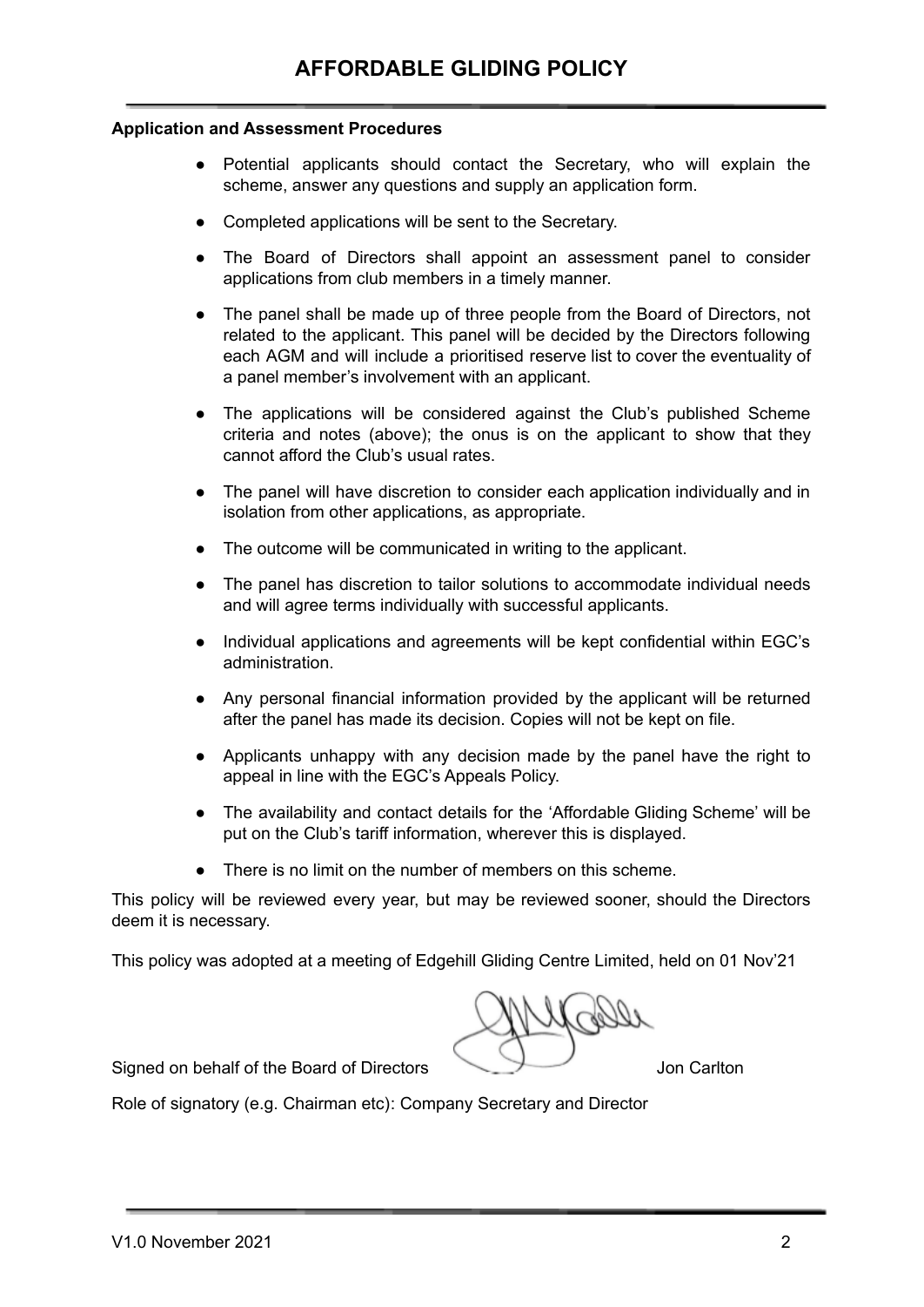**Application and Assessment Procedures**

- Potential applicants should contact the Secretary, who will explain the scheme, answer any questions and supply an application form.
- Completed applications will be sent to the Secretary.
- The Board of Directors shall appoint an assessment panel to consider applications from club members in a timely manner.
- The panel shall be made up of three people from the Board of Directors, not related to the applicant. This panel will be decided by the Directors following each AGM and will include a prioritised reserve list to cover the eventuality of a panel member's involvement with an applicant.
- The applications will be considered against the Club's published Scheme criteria and notes (above); the onus is on the applicant to show that they cannot afford the Club's usual rates.
- The panel will have discretion to consider each application individually and in isolation from other applications, as appropriate.
- The outcome will be communicated in writing to the applicant.
- The panel has discretion to tailor solutions to accommodate individual needs and will agree terms individually with successful applicants.
- Individual applications and agreements will be kept confidential within EGC's administration.
- Any personal financial information provided by the applicant will be returned after the panel has made its decision. Copies will not be kept on file.
- Applicants unhappy with any decision made by the panel have the right to appeal in line with the EGC's Appeals Policy.
- The availability and contact details for the 'Affordable Gliding Scheme' will be put on the Club's tariff information, wherever this is displayed.
- There is no limit on the number of members on this scheme.

This policy will be reviewed every year, but may be reviewed sooner, should the Directors deem it is necessary.

This policy was adopted at a meeting of Edgehill Gliding Centre Limited, held on 01 Nov'21

Signed on behalf of the Board of Directors Jon Carlton

Role of signatory (e.g. Chairman etc): Company Secretary and Director